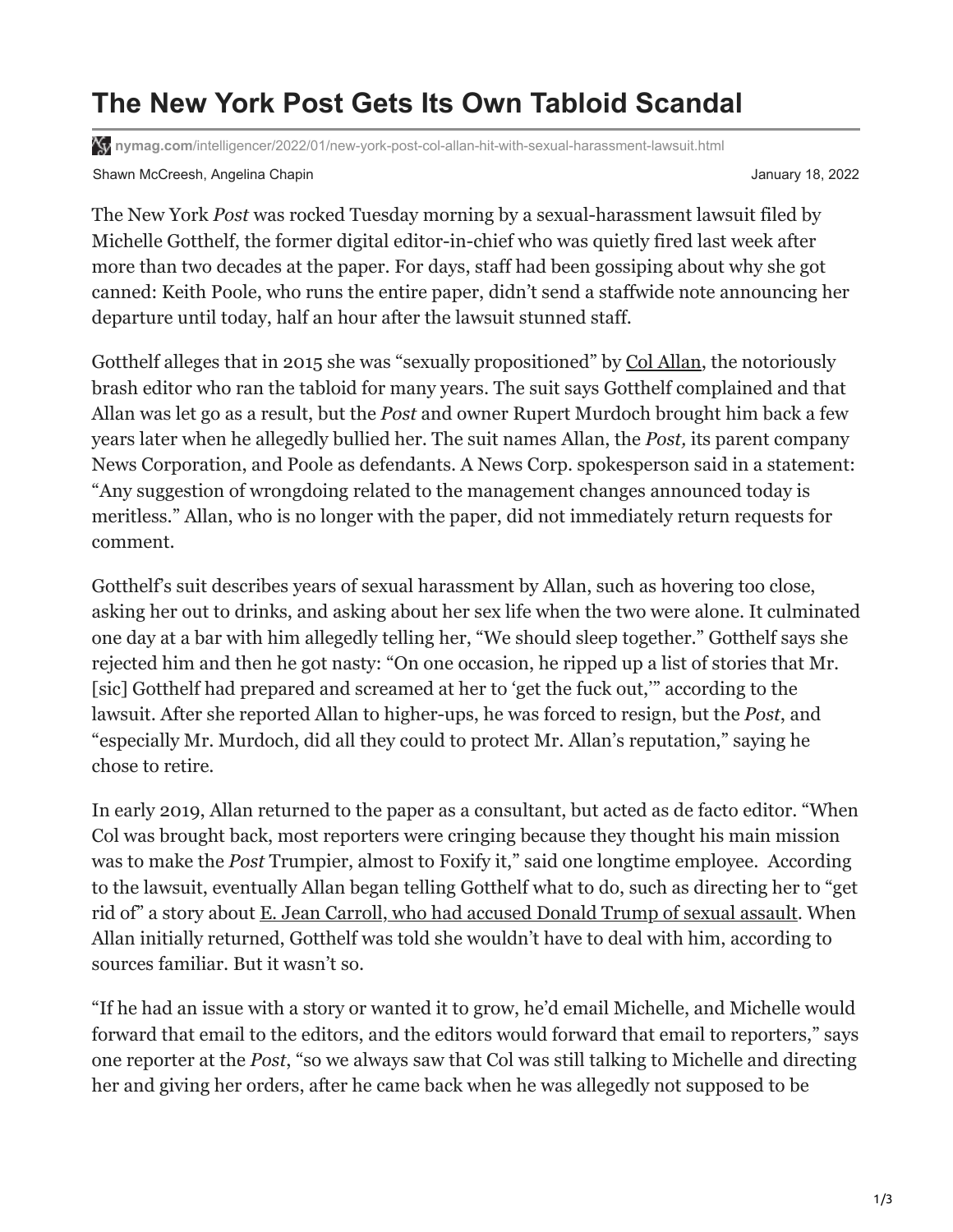# The New York Post Gets Its Own Tabloid Scandal

nymag.com/intelligencer/2022/01/new-york-post-col-allan-hit-with-sexual-harassment-lawsuit.html

Shawn McCreesh, Angelina Chapin

January 18, 2022

The New York *Post* was rocked Tuesday morning by a sexual-harassment lawsuit filed by Michelle Gotthelf, the former digital editor-in-chief who was quietly fired last week after more than two decades at the paper. For days, staff had been gossiping about why she got canned: Keith Poole, who runs the entire paper, didn't send a staffwide note announcing her departure until today, half an hour after the lawsuit stunned staff.

Gotthelf alleges that in 2015 she was "sexually propositioned" by Col Allan, the notoriously brash editor who ran the tabloid for many years. The suit says Gotthelf complained and that Allan was let go as a result, but the *Post* and owner Rupert Murdoch brought him back a few years later when he allegedly bullied her. The suit names Allan, the *Post,* its parent company News Corporation, and Poole as defendants. A News Corp. spokesperson said in a statement: "Any suggestion of wrongdoing related to the management changes announced today is meritless." Allan, who is no longer with the paper, did not immediately return requests for comment.

Gotthelf's suit describes years of sexual harassment by Allan, such as hovering too close, asking her out to drinks, and asking about her sex life when the two were alone. It culminated one day at a bar with him allegedly telling her, "We should sleep together." Gotthelf says she rejected him and then he got nasty: "On one occasion, he ripped up a list of stories that Mr. [sic] Gotthelf had prepared and screamed at her to 'get the fuck out,'" according to the lawsuit. After she reported Allan to higher-ups, he was forced to resign, but the *Post*, and "especially Mr. Murdoch, did all they could to protect Mr. Allan's reputation," saying he chose to retire.

In early 2019, Allan returned to the paper as a consultant, but acted as de facto editor. "When Col was brought back, most reporters were cringing because they thought his main mission was to make the *Post* Trumpier, almost to Foxify it," said one longtime employee. According to the lawsuit, eventually Allan began telling Gotthelf what to do, such as directing her to "get rid of" a story about E. Jean Carroll, who had accused Donald Trump of sexual assault. When Allan initially returned, Gotthelf was told she wouldn't have to deal with him, according to sources familiar. But it wasn't so.

"If he had an issue with a story or wanted it to grow, he'd email Michelle, and Michelle would forward that email to the editors, and the editors would forward that email to reporters," says one reporter at the *Post*, "so we always saw that Col was still talking to Michelle and directing her and giving her orders, after he came back when he was allegedly not supposed to be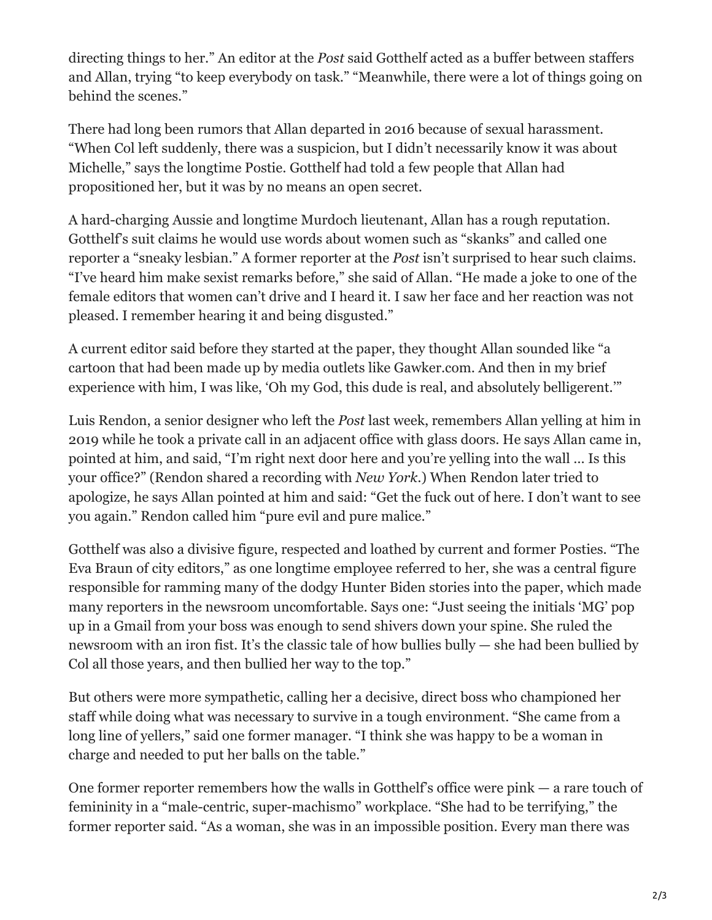directing things to her." An editor at the *Post* said Gotthelf acted as a buffer between staffers and Allan, trying "to keep everybody on task." "Meanwhile, there were a lot of things going on behind the scenes."

There had long been rumors that Allan departed in 2016 because of sexual harassment. "When Col left suddenly, there was a suspicion, but I didn't necessarily know it was about Michelle," says the longtime Postie. Gotthelf had told a few people that Allan had propositioned her, but it was by no means an open secret.

A hard-charging Aussie and longtime Murdoch lieutenant, Allan has a rough reputation. Gotthelf's suit claims he would use words about women such as "skanks" and called one reporter a "sneaky lesbian." A former reporter at the *Post* isn't surprised to hear such claims. "I've heard him make sexist remarks before," she said of Allan. "He made a joke to one of the female editors that women can't drive and I heard it. I saw her face and her reaction was not pleased. I remember hearing it and being disgusted."

A current editor said before they started at the paper, they thought Allan sounded like "a cartoon that had been made up by media outlets like Gawker.com. And then in my brief experience with him, I was like, 'Oh my God, this dude is real, and absolutely belligerent.'"

Luis Rendon, a senior designer who left the *Post* last week, remembers Allan yelling at him in 2019 while he took a private call in an adjacent office with glass doors. He says Allan came in, pointed at him, and said, "I'm right next door here and you're yelling into the wall … Is this your office?" (Rendon shared a recording with *New York*.) When Rendon later tried to apologize, he says Allan pointed at him and said: "Get the fuck out of here. I don't want to see you again." Rendon called him "pure evil and pure malice."

Gotthelf was also a divisive figure, respected and loathed by current and former Posties. "The Eva Braun of city editors," as one longtime employee referred to her, she was a central figure responsible for ramming many of the dodgy Hunter Biden stories into the paper, which made many reporters in the newsroom uncomfortable. Says one: "Just seeing the initials 'MG' pop up in a Gmail from your boss was enough to send shivers down your spine. She ruled the newsroom with an iron fist. It's the classic tale of how bullies bully — she had been bullied by Col all those years, and then bullied her way to the top."

But others were more sympathetic, calling her a decisive, direct boss who championed her staff while doing what was necessary to survive in a tough environment. "She came from a long line of yellers," said one former manager. "I think she was happy to be a woman in charge and needed to put her balls on the table."

One former reporter remembers how the walls in Gotthelf's office were pink — a rare touch of femininity in a "male-centric, super-machismo" workplace. "She had to be terrifying," the former reporter said. "As a woman, she was in an impossible position. Every man there was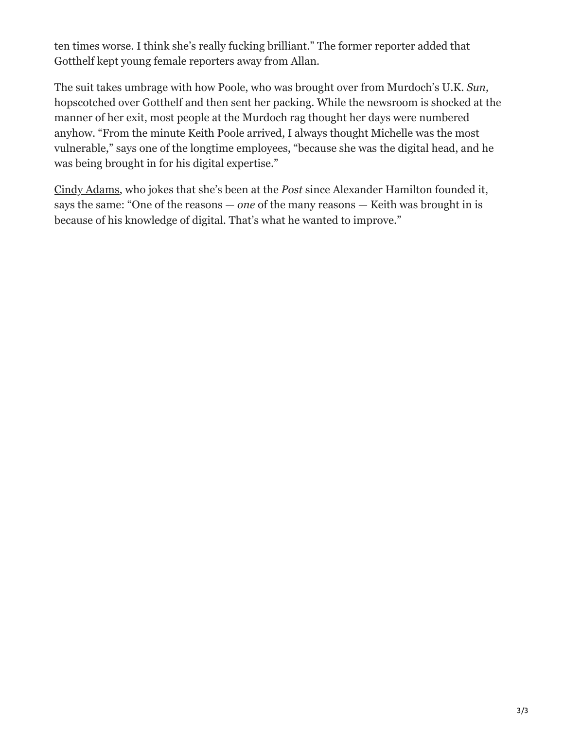ten times worse. I think she's really fucking brilliant." The former reporter added that Gotthelf kept young female reporters away from Allan.

The suit takes umbrage with how Poole, who was brought over from Murdoch's U.K. *Sun,* hopscotched over Gotthelf and then sent her packing. While the newsroom is shocked at the manner of her exit, most people at the Murdoch rag thought her days were numbered anyhow. "From the minute Keith Poole arrived, I always thought Michelle was the most vulnerable," says one of the longtime employees, "because she was the digital head, and he was being brought in for his digital expertise."

Cindy Adams, who jokes that she's been at the *Post* since Alexander Hamilton founded it, says the same: "One of the reasons — *one* of the many reasons — Keith was brought in is because of his knowledge of digital. That's what he wanted to improve."